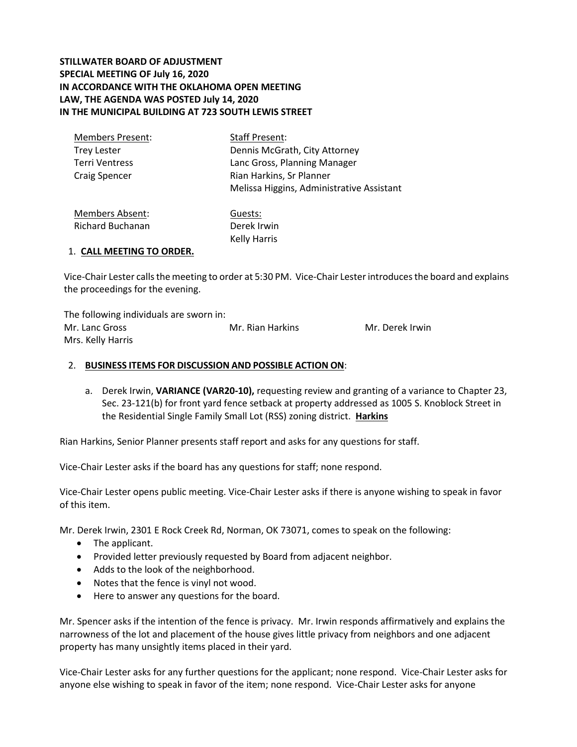**STILLWATER BOARD OF ADJUSTMENT**
**SPECIAL MEETING OF July 16, 2020**
**IN ACCORDANCE WITH THE OKLAHOMA OPEN MEETING LAW, THE AGENDA WAS POSTED July 14, 2020**
**IN THE MUNICIPAL BUILDING AT 723 SOUTH LEWIS STREET**

| Members Present: | Staff Present: |
|---|---|
| Trey Lester | Dennis McGrath, City Attorney |
| Terri Ventress | Lanc Gross, Planning Manager |
| Craig Spencer | Rian Harkins, Sr Planner |
| | Melissa Higgins, Administrative Assistant |

| Members Absent: | Guests: |
|---|---|
| Richard Buchanan | Derek Irwin |
| | Kelly Harris |

1. **CALL MEETING TO ORDER.**

Vice-Chair Lester calls the meeting to order at 5:30 PM. Vice-Chair Lester introduces the board and explains the proceedings for the evening.

The following individuals are sworn in:

Mr. Lanc Gross | Mr. Rian Harkins | Mr. Derek Irwin
Mrs. Kelly Harris

2. **BUSINESS ITEMS FOR DISCUSSION AND POSSIBLE ACTION ON**:

   a. Derek Irwin, **VARIANCE (VAR20-10),** requesting review and granting of a variance to Chapter 23, Sec. 23-121(b) for front yard fence setback at property addressed as 1005 S. Knoblock Street in the Residential Single Family Small Lot (RSS) zoning district. **Harkins**

Rian Harkins, Senior Planner presents staff report and asks for any questions for staff.

Vice-Chair Lester asks if the board has any questions for staff; none respond.

Vice-Chair Lester opens public meeting. Vice-Chair Lester asks if there is anyone wishing to speak in favor of this item.

Mr. Derek Irwin, 2301 E Rock Creek Rd, Norman, OK 73071, comes to speak on the following:

- The applicant.
- Provided letter previously requested by Board from adjacent neighbor.
- Adds to the look of the neighborhood.
- Notes that the fence is vinyl not wood.
- Here to answer any questions for the board.

Mr. Spencer asks if the intention of the fence is privacy. Mr. Irwin responds affirmatively and explains the narrowness of the lot and placement of the house gives little privacy from neighbors and one adjacent property has many unsightly items placed in their yard.

Vice-Chair Lester asks for any further questions for the applicant; none respond. Vice-Chair Lester asks for anyone else wishing to speak in favor of the item; none respond. Vice-Chair Lester asks for anyone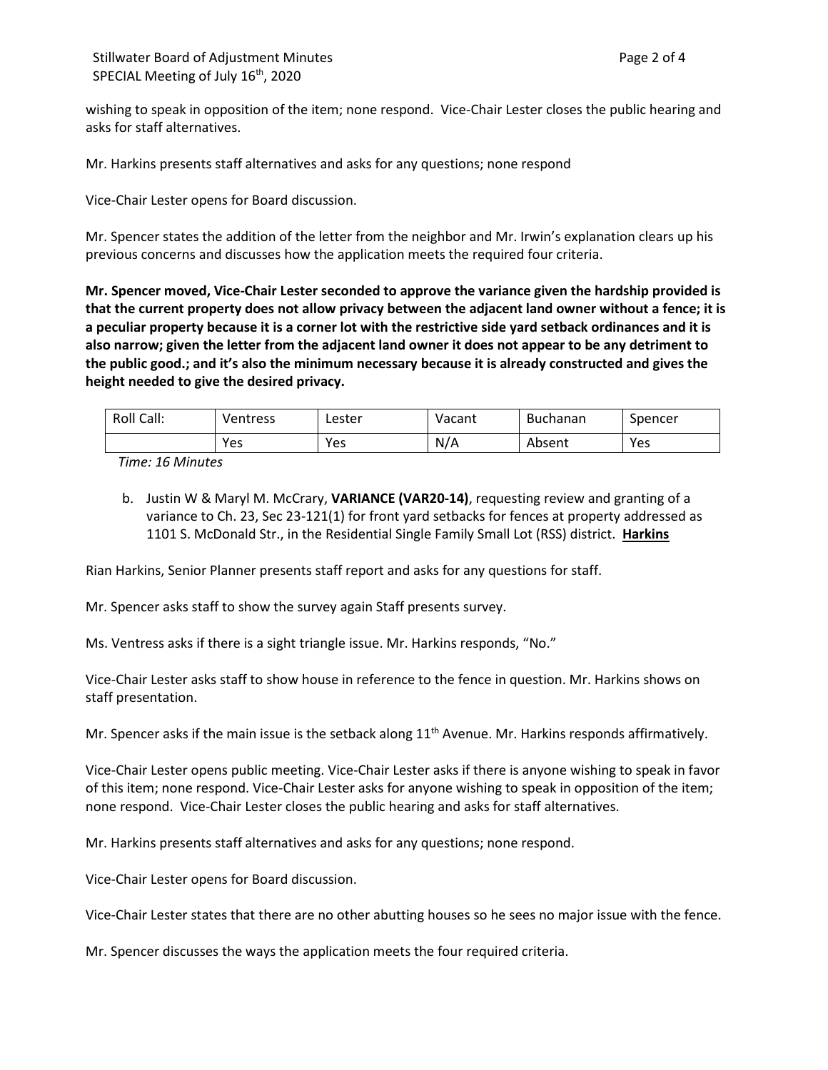wishing to speak in opposition of the item; none respond. Vice-Chair Lester closes the public hearing and asks for staff alternatives.

Mr. Harkins presents staff alternatives and asks for any questions; none respond

Vice-Chair Lester opens for Board discussion.

Mr. Spencer states the addition of the letter from the neighbor and Mr. Irwin's explanation clears up his previous concerns and discusses how the application meets the required four criteria.

**Mr. Spencer moved, Vice-Chair Lester seconded to approve the variance given the hardship provided is that the current property does not allow privacy between the adjacent land owner without a fence; it is a peculiar property because it is a corner lot with the restrictive side yard setback ordinances and it is also narrow; given the letter from the adjacent land owner it does not appear to be any detriment to the public good.; and it's also the minimum necessary because it is already constructed and gives the height needed to give the desired privacy.**

| Roll Call: | Ventress | Lester | Vacant | Buchanan | Spencer |
|---|---|---|---|---|---|
| | Yes | Yes | N/A | Absent | Yes |

*Time: 16 Minutes*

b. Justin W & Maryl M. McCrary, **VARIANCE (VAR20-14)**, requesting review and granting of a variance to Ch. 23, Sec 23-121(1) for front yard setbacks for fences at property addressed as 1101 S. McDonald Str., in the Residential Single Family Small Lot (RSS) district. **Harkins**

Rian Harkins, Senior Planner presents staff report and asks for any questions for staff.

Mr. Spencer asks staff to show the survey again Staff presents survey.

Ms. Ventress asks if there is a sight triangle issue. Mr. Harkins responds, "No."

Vice-Chair Lester asks staff to show house in reference to the fence in question. Mr. Harkins shows on staff presentation.

Mr. Spencer asks if the main issue is the setback along 11th Avenue. Mr. Harkins responds affirmatively.

Vice-Chair Lester opens public meeting. Vice-Chair Lester asks if there is anyone wishing to speak in favor of this item; none respond. Vice-Chair Lester asks for anyone wishing to speak in opposition of the item; none respond. Vice-Chair Lester closes the public hearing and asks for staff alternatives.

Mr. Harkins presents staff alternatives and asks for any questions; none respond.

Vice-Chair Lester opens for Board discussion.

Vice-Chair Lester states that there are no other abutting houses so he sees no major issue with the fence.

Mr. Spencer discusses the ways the application meets the four required criteria.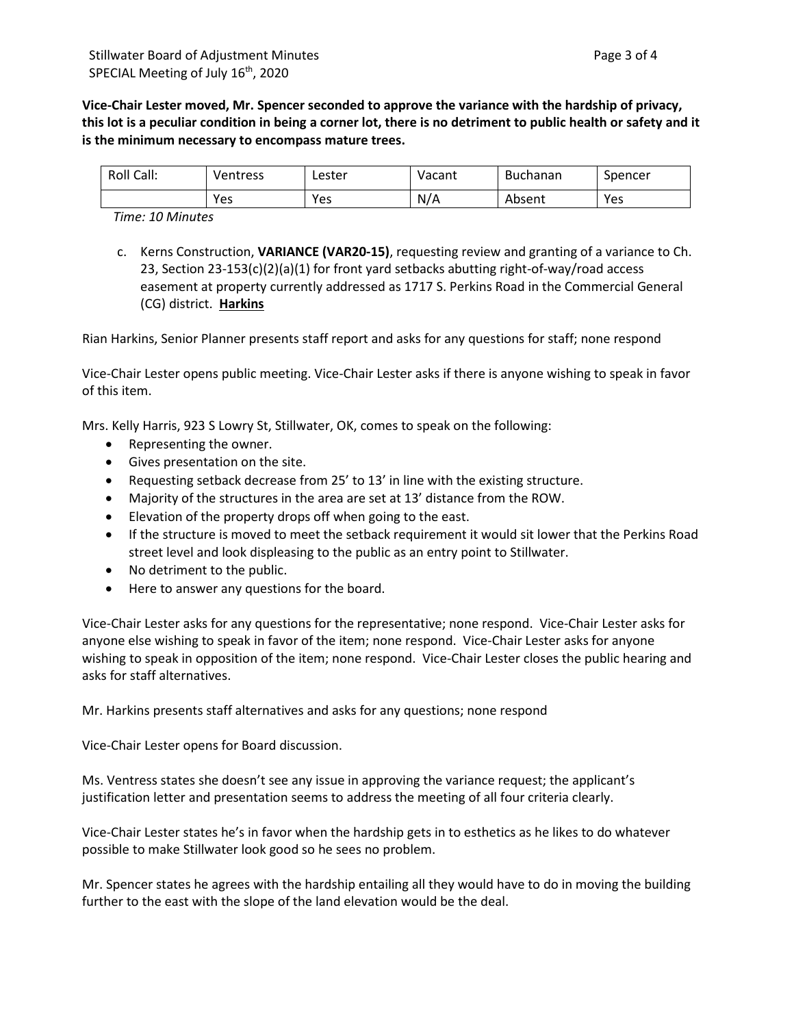**Vice-Chair Lester moved, Mr. Spencer seconded to approve the variance with the hardship of privacy, this lot is a peculiar condition in being a corner lot, there is no detriment to public health or safety and it is the minimum necessary to encompass mature trees.**

| Roll Call: | Ventress | Lester | Vacant | Buchanan | Spencer |
|---|---|---|---|---|---|
| | Yes | Yes | N/A | Absent | Yes |

*Time: 10 Minutes*

c. Kerns Construction, **VARIANCE (VAR20-15)**, requesting review and granting of a variance to Ch. 23, Section 23-153(c)(2)(a)(1) for front yard setbacks abutting right-of-way/road access easement at property currently addressed as 1717 S. Perkins Road in the Commercial General (CG) district. **Harkins**

Rian Harkins, Senior Planner presents staff report and asks for any questions for staff; none respond

Vice-Chair Lester opens public meeting. Vice-Chair Lester asks if there is anyone wishing to speak in favor of this item.

Mrs. Kelly Harris, 923 S Lowry St, Stillwater, OK, comes to speak on the following:

- Representing the owner.
- Gives presentation on the site.
- Requesting setback decrease from 25' to 13' in line with the existing structure.
- Majority of the structures in the area are set at 13' distance from the ROW.
- Elevation of the property drops off when going to the east.
- If the structure is moved to meet the setback requirement it would sit lower that the Perkins Road street level and look displeasing to the public as an entry point to Stillwater.
- No detriment to the public.
- Here to answer any questions for the board.

Vice-Chair Lester asks for any questions for the representative; none respond. Vice-Chair Lester asks for anyone else wishing to speak in favor of the item; none respond. Vice-Chair Lester asks for anyone wishing to speak in opposition of the item; none respond. Vice-Chair Lester closes the public hearing and asks for staff alternatives.

Mr. Harkins presents staff alternatives and asks for any questions; none respond

Vice-Chair Lester opens for Board discussion.

Ms. Ventress states she doesn't see any issue in approving the variance request; the applicant's justification letter and presentation seems to address the meeting of all four criteria clearly.

Vice-Chair Lester states he's in favor when the hardship gets in to esthetics as he likes to do whatever possible to make Stillwater look good so he sees no problem.

Mr. Spencer states he agrees with the hardship entailing all they would have to do in moving the building further to the east with the slope of the land elevation would be the deal.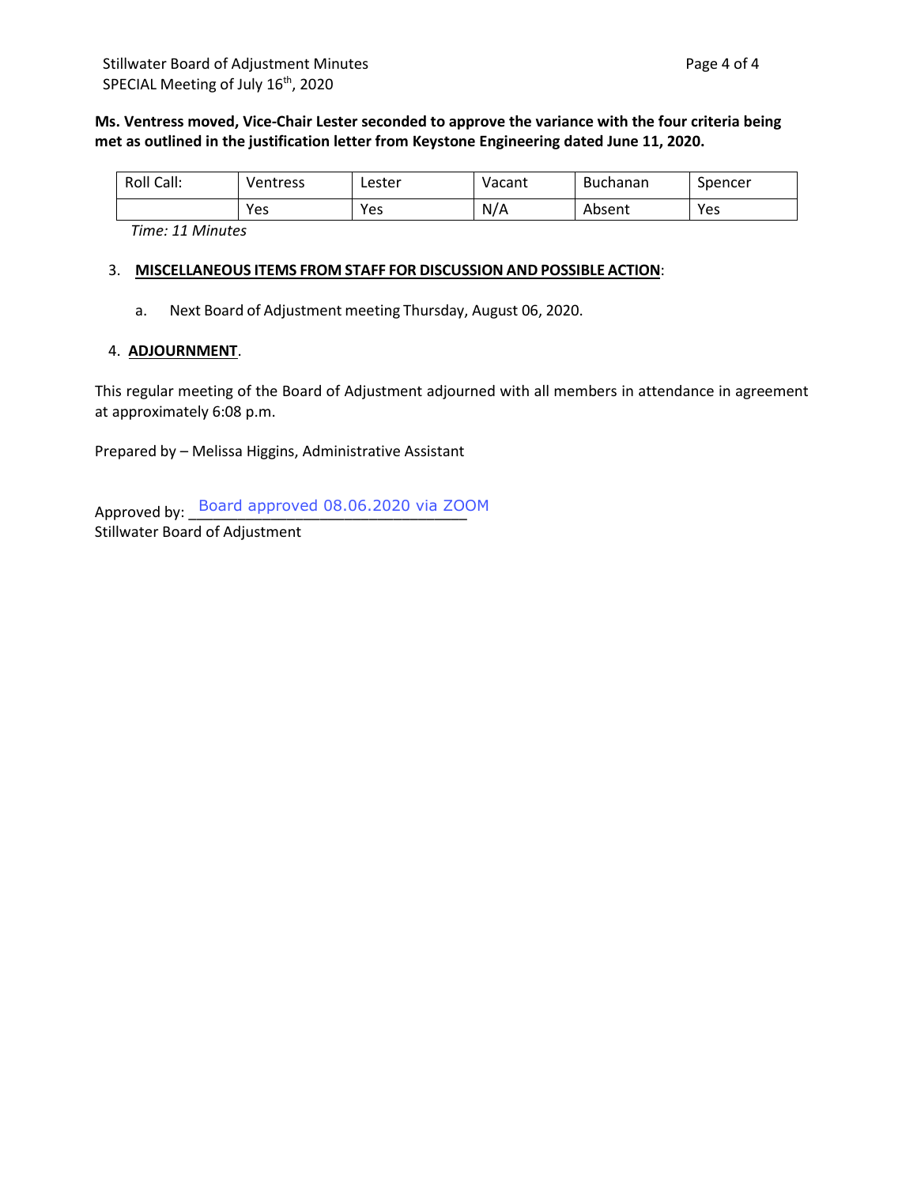**Ms. Ventress moved, Vice-Chair Lester seconded to approve the variance with the four criteria being met as outlined in the justification letter from Keystone Engineering dated June 11, 2020.**

| Roll Call: | Ventress | Lester | Vacant | Buchanan | Spencer |
|---|---|---|---|---|---|
| | Yes | Yes | N/A | Absent | Yes |

*Time: 11 Minutes*

3. **MISCELLANEOUS ITEMS FROM STAFF FOR DISCUSSION AND POSSIBLE ACTION**:

    a. Next Board of Adjustment meeting Thursday, August 06, 2020.

4. **ADJOURNMENT**.

This regular meeting of the Board of Adjustment adjourned with all members in attendance in agreement at approximately 6:08 p.m.

Prepared by – Melissa Higgins, Administrative Assistant

Approved by: Board approved 08.06.2020 via ZOOM
Stillwater Board of Adjustment